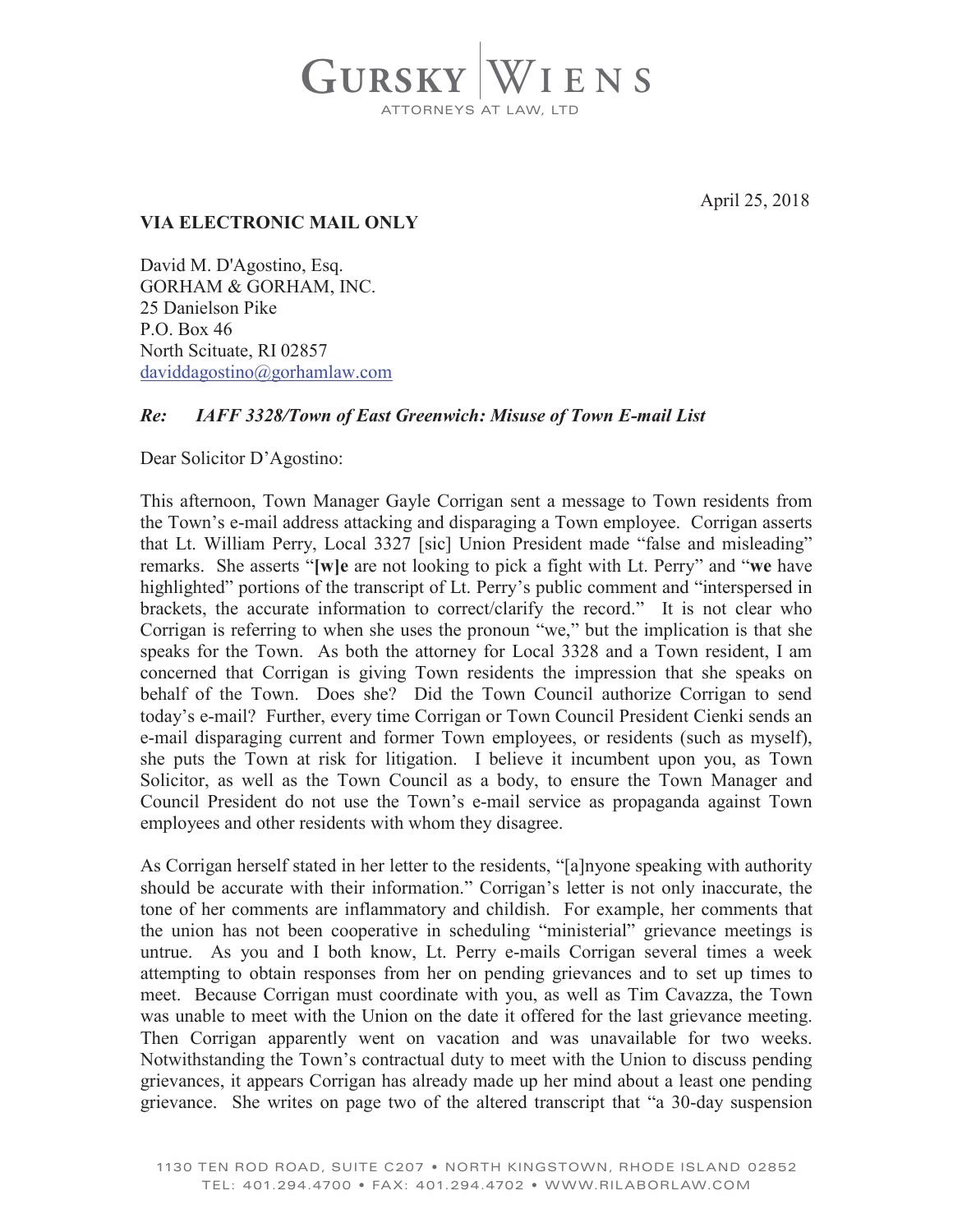# GURSKY | WIENS
ATTORNEYS AT LAW, LTD

April 25, 2018

**VIA ELECTRONIC MAIL ONLY**

David M. D'Agostino, Esq.
GORHAM & GORHAM, INC.
25 Danielson Pike
P.O. Box 46
North Scituate, RI 02857
daviddagostino@gorhamlaw.com

***Re: IAFF 3328/Town of East Greenwich: Misuse of Town E-mail List***

Dear Solicitor D'Agostino:

This afternoon, Town Manager Gayle Corrigan sent a message to Town residents from the Town's e-mail address attacking and disparaging a Town employee. Corrigan asserts that Lt. William Perry, Local 3327 [sic] Union President made "false and misleading" remarks. She asserts "**[w]e** are not looking to pick a fight with Lt. Perry" and "**we** have highlighted" portions of the transcript of Lt. Perry's public comment and "interspersed in brackets, the accurate information to correct/clarify the record." It is not clear who Corrigan is referring to when she uses the pronoun "we," but the implication is that she speaks for the Town. As both the attorney for Local 3328 and a Town resident, I am concerned that Corrigan is giving Town residents the impression that she speaks on behalf of the Town. Does she? Did the Town Council authorize Corrigan to send today's e-mail? Further, every time Corrigan or Town Council President Cienki sends an e-mail disparaging current and former Town employees, or residents (such as myself), she puts the Town at risk for litigation. I believe it incumbent upon you, as Town Solicitor, as well as the Town Council as a body, to ensure the Town Manager and Council President do not use the Town's e-mail service as propaganda against Town employees and other residents with whom they disagree.

As Corrigan herself stated in her letter to the residents, "[a]nyone speaking with authority should be accurate with their information." Corrigan's letter is not only inaccurate, the tone of her comments are inflammatory and childish. For example, her comments that the union has not been cooperative in scheduling "ministerial" grievance meetings is untrue. As you and I both know, Lt. Perry e-mails Corrigan several times a week attempting to obtain responses from her on pending grievances and to set up times to meet. Because Corrigan must coordinate with you, as well as Tim Cavazza, the Town was unable to meet with the Union on the date it offered for the last grievance meeting. Then Corrigan apparently went on vacation and was unavailable for two weeks. Notwithstanding the Town's contractual duty to meet with the Union to discuss pending grievances, it appears Corrigan has already made up her mind about a least one pending grievance. She writes on page two of the altered transcript that "a 30-day suspension

1130 TEN ROD ROAD, SUITE C207 • NORTH KINGSTOWN, RHODE ISLAND 02852
TEL: 401.294.4700 • FAX: 401.294.4702 • WWW.RILABORLAW.COM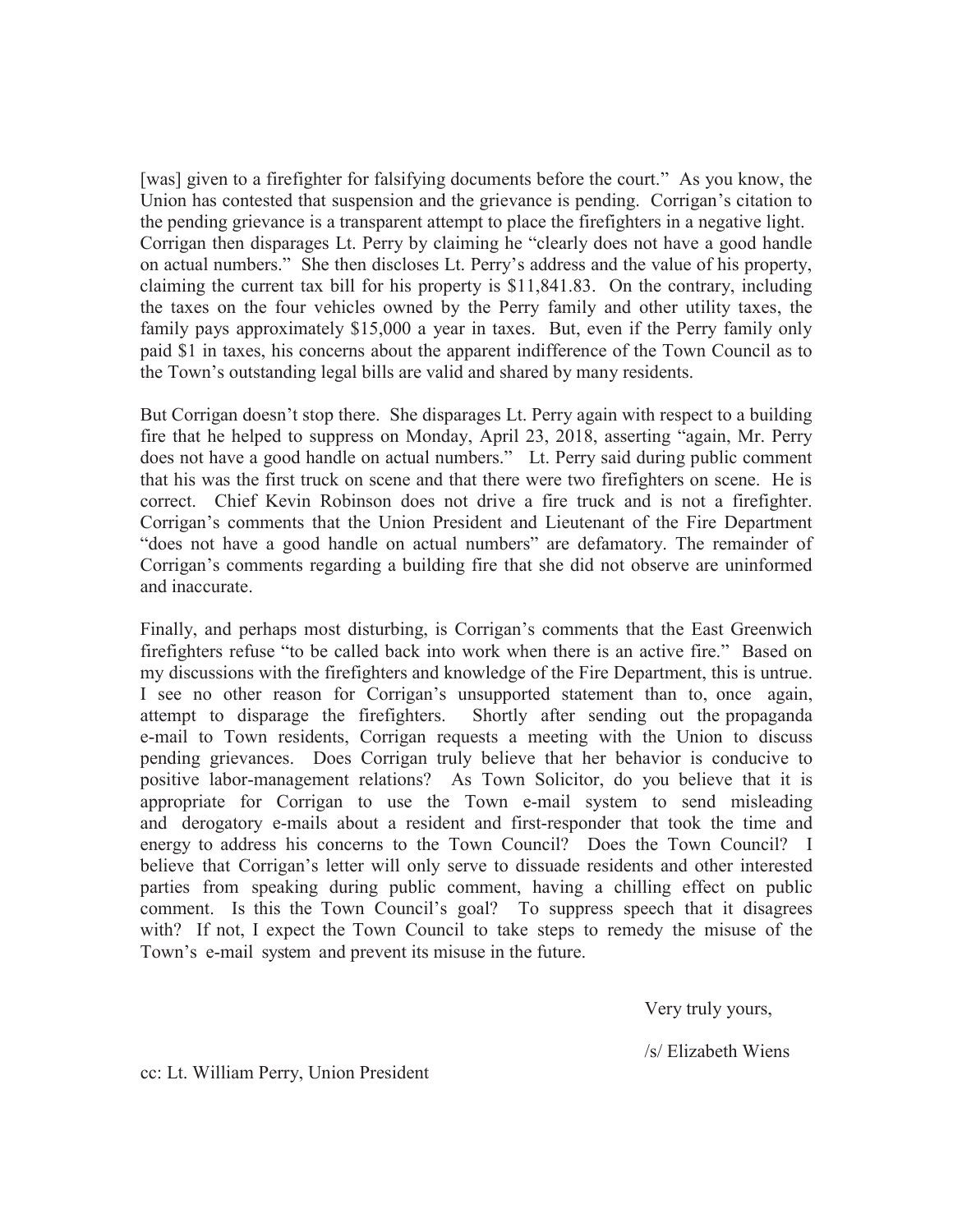[was] given to a firefighter for falsifying documents before the court." As you know, the Union has contested that suspension and the grievance is pending. Corrigan's citation to the pending grievance is a transparent attempt to place the firefighters in a negative light. Corrigan then disparages Lt. Perry by claiming he "clearly does not have a good handle on actual numbers." She then discloses Lt. Perry's address and the value of his property, claiming the current tax bill for his property is $11,841.83. On the contrary, including the taxes on the four vehicles owned by the Perry family and other utility taxes, the family pays approximately $15,000 a year in taxes. But, even if the Perry family only paid $1 in taxes, his concerns about the apparent indifference of the Town Council as to the Town's outstanding legal bills are valid and shared by many residents.

But Corrigan doesn't stop there. She disparages Lt. Perry again with respect to a building fire that he helped to suppress on Monday, April 23, 2018, asserting "again, Mr. Perry does not have a good handle on actual numbers." Lt. Perry said during public comment that his was the first truck on scene and that there were two firefighters on scene. He is correct. Chief Kevin Robinson does not drive a fire truck and is not a firefighter. Corrigan's comments that the Union President and Lieutenant of the Fire Department "does not have a good handle on actual numbers" are defamatory. The remainder of Corrigan's comments regarding a building fire that she did not observe are uninformed and inaccurate.

Finally, and perhaps most disturbing, is Corrigan's comments that the East Greenwich firefighters refuse "to be called back into work when there is an active fire." Based on my discussions with the firefighters and knowledge of the Fire Department, this is untrue. I see no other reason for Corrigan's unsupported statement than to, once again, attempt to disparage the firefighters. Shortly after sending out the propaganda e-mail to Town residents, Corrigan requests a meeting with the Union to discuss pending grievances. Does Corrigan truly believe that her behavior is conducive to positive labor-management relations? As Town Solicitor, do you believe that it is appropriate for Corrigan to use the Town e-mail system to send misleading and derogatory e-mails about a resident and first-responder that took the time and energy to address his concerns to the Town Council? Does the Town Council? I believe that Corrigan's letter will only serve to dissuade residents and other interested parties from speaking during public comment, having a chilling effect on public comment. Is this the Town Council's goal? To suppress speech that it disagrees with? If not, I expect the Town Council to take steps to remedy the misuse of the Town's e-mail system and prevent its misuse in the future.

Very truly yours,

/s/ Elizabeth Wiens

cc: Lt. William Perry, Union President